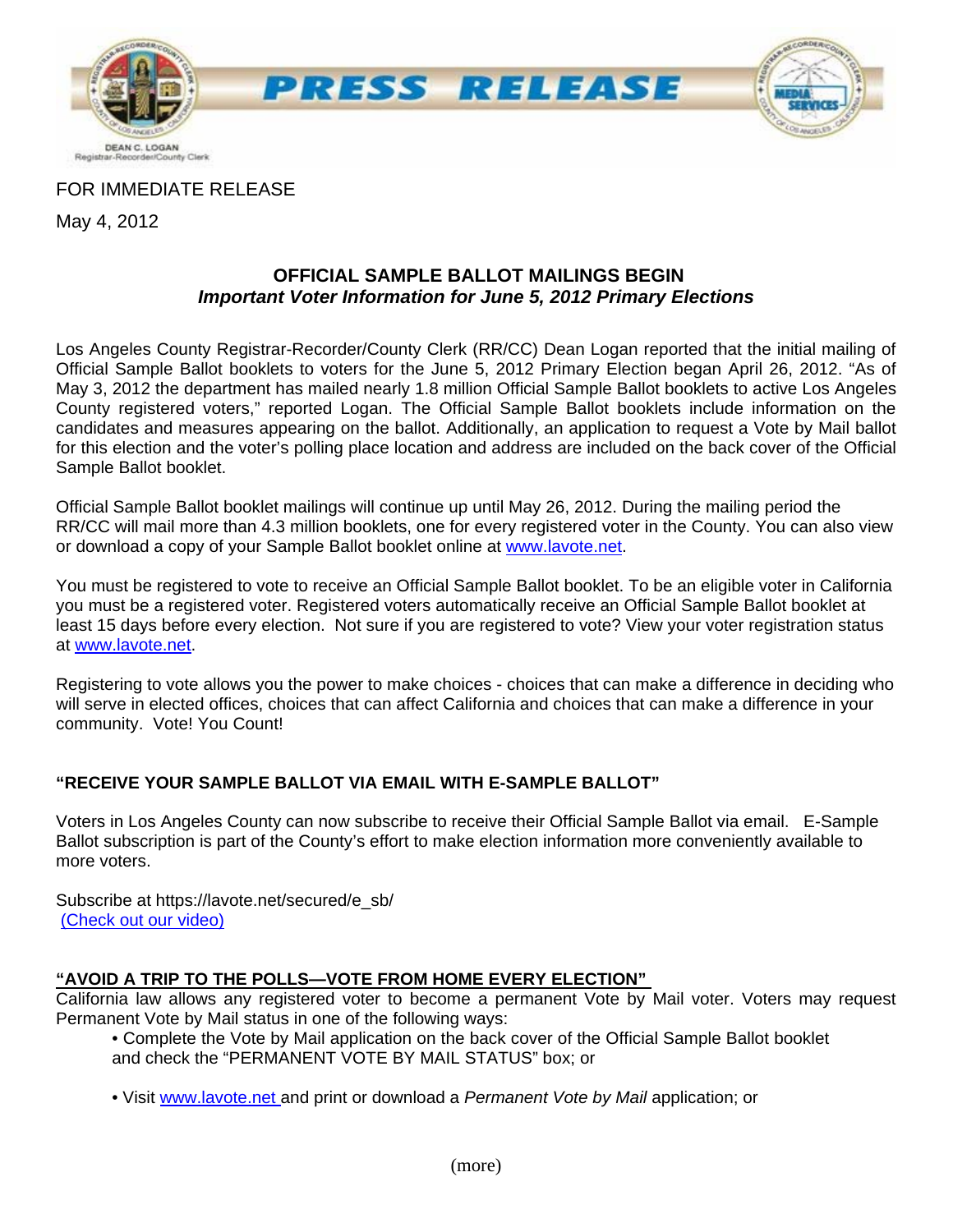# PRESS RELEASE

DEAN C. LOGAN
Registrar-Recorder/County Clerk

FOR IMMEDIATE RELEASE

May 4, 2012

## OFFICIAL SAMPLE BALLOT MAILINGS BEGIN

### *Important Voter Information for June 5, 2012 Primary Elections*

Los Angeles County Registrar-Recorder/County Clerk (RR/CC) Dean Logan reported that the initial mailing of Official Sample Ballot booklets to voters for the June 5, 2012 Primary Election began April 26, 2012. "As of May 3, 2012 the department has mailed nearly 1.8 million Official Sample Ballot booklets to active Los Angeles County registered voters," reported Logan. The Official Sample Ballot booklets include information on the candidates and measures appearing on the ballot. Additionally, an application to request a Vote by Mail ballot for this election and the voter's polling place location and address are included on the back cover of the Official Sample Ballot booklet.

Official Sample Ballot booklet mailings will continue up until May 26, 2012. During the mailing period the RR/CC will mail more than 4.3 million booklets, one for every registered voter in the County. You can also view or download a copy of your Sample Ballot booklet online at www.lavote.net.

You must be registered to vote to receive an Official Sample Ballot booklet. To be an eligible voter in California you must be a registered voter. Registered voters automatically receive an Official Sample Ballot booklet at least 15 days before every election. Not sure if you are registered to vote? View your voter registration status at www.lavote.net.

Registering to vote allows you the power to make choices - choices that can make a difference in deciding who will serve in elected offices, choices that can affect California and choices that can make a difference in your community. Vote! You Count!

### "RECEIVE YOUR SAMPLE BALLOT VIA EMAIL WITH E-SAMPLE BALLOT"

Voters in Los Angeles County can now subscribe to receive their Official Sample Ballot via email. E-Sample Ballot subscription is part of the County's effort to make election information more conveniently available to more voters.

Subscribe at https://lavote.net/secured/e_sb/
(Check out our video)

### "AVOID A TRIP TO THE POLLS—VOTE FROM HOME EVERY ELECTION"

California law allows any registered voter to become a permanent Vote by Mail voter. Voters may request Permanent Vote by Mail status in one of the following ways:

- Complete the Vote by Mail application on the back cover of the Official Sample Ballot booklet and check the "PERMANENT VOTE BY MAIL STATUS" box; or
- Visit www.lavote.net and print or download a *Permanent Vote by Mail* application; or

(more)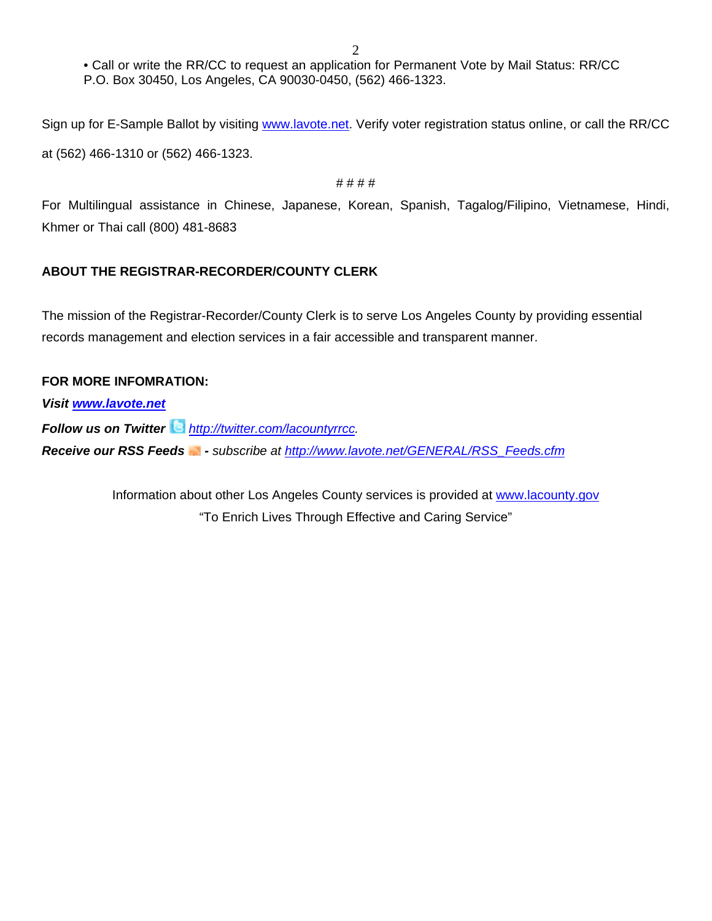• Call or write the RR/CC to request an application for Permanent Vote by Mail Status: RR/CC P.O. Box 30450, Los Angeles, CA 90030-0450, (562) 466-1323.

Sign up for E-Sample Ballot by visiting www.lavote.net. Verify voter registration status online, or call the RR/CC at (562) 466-1310 or (562) 466-1323.

# # # #

For Multilingual assistance in Chinese, Japanese, Korean, Spanish, Tagalog/Filipino, Vietnamese, Hindi, Khmer or Thai call (800) 481-8683

**ABOUT THE REGISTRAR-RECORDER/COUNTY CLERK**

The mission of the Registrar-Recorder/County Clerk is to serve Los Angeles County by providing essential records management and election services in a fair accessible and transparent manner.

**FOR MORE INFOMRATION:**

***Visit www.lavote.net***

***Follow us on Twitter*** *http://twitter.com/lacountyrrcc.*

***Receive our RSS Feeds*** ***-*** *subscribe at http://www.lavote.net/GENERAL/RSS_Feeds.cfm*

Information about other Los Angeles County services is provided at www.lacounty.gov

"To Enrich Lives Through Effective and Caring Service"